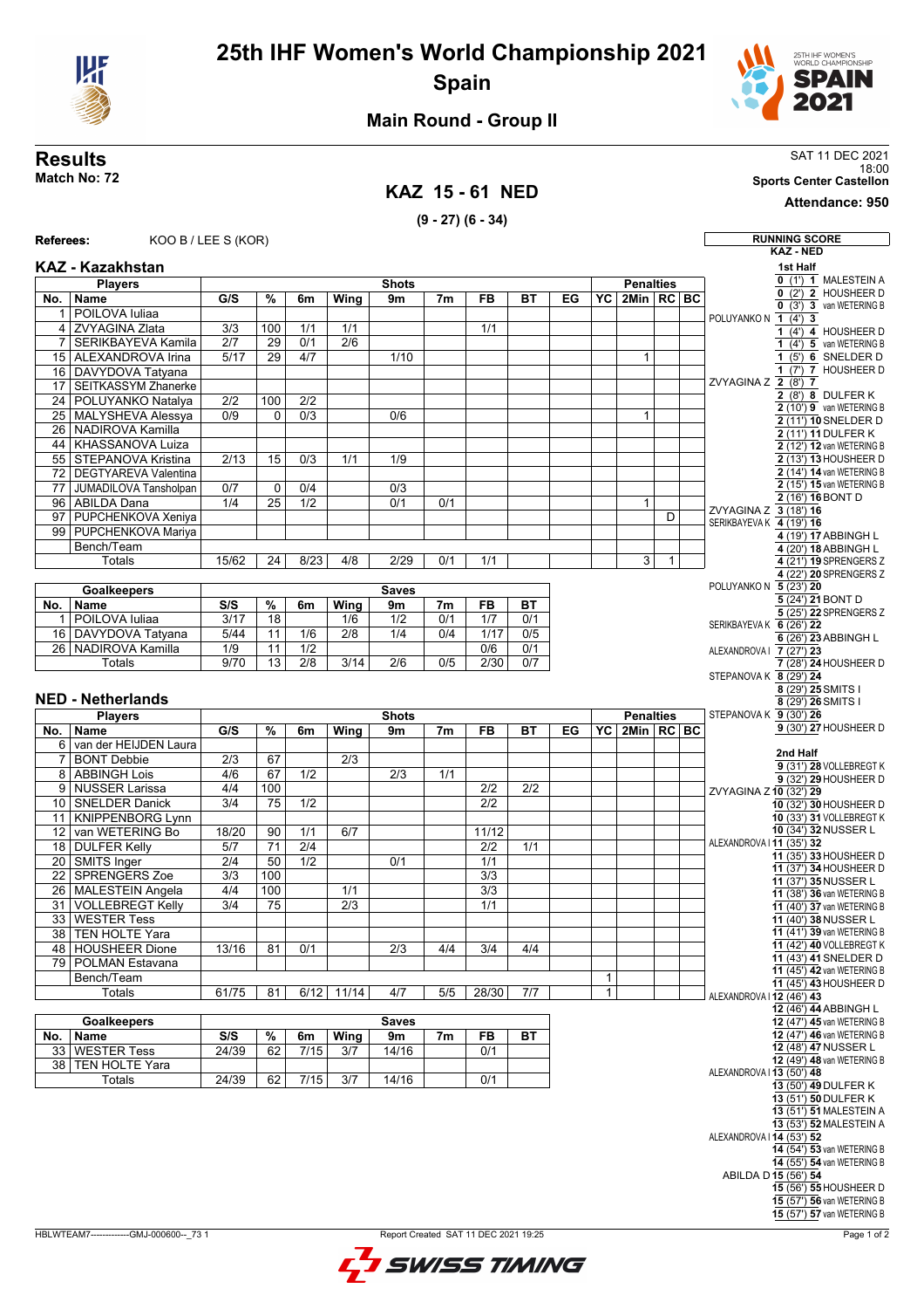# 25th IHF Women's World Championship 2021

## Spain

### Main Round - Group II

**Results**

**Match No: 72**

SAT 11 DEC 2021
18:00
**Sports Center Castellon**
**Attendance: 950**

## KAZ 15 - 61 NED

**(9 - 27) (6 - 34)**

**Referees:** KOO B / LEE S (KOR)

### KAZ - Kazakhstan

| No. | Name | G/S | % | 6m | Wing | 9m | 7m | FB | BT | EG | YC | 2Min | RC | BC |
|---|---|---|---|---|---|---|---|---|---|---|---|---|---|---|
| 1 | POILOVA Iuliaa | | | | | | | | | | | | | |
| 4 | ZVYAGINA Zlata | 3/3 | 100 | 1/1 | 1/1 | | | 1/1 | | | | | | |
| 7 | SERIKBAYEVA Kamila | 2/7 | 29 | 0/1 | 2/6 | | | | | | | | | |
| 15 | ALEXANDROVA Irina | 5/17 | 29 | 4/7 | | 1/10 | | | | | | 1 | | |
| 16 | DAVYDOVA Tatyana | | | | | | | | | | | | | |
| 17 | SEITKASSYM Zhanerke | | | | | | | | | | | | | |
| 24 | POLUYANKO Natalya | 2/2 | 100 | 2/2 | | | | | | | | | | |
| 25 | MALYSHEVA Alessya | 0/9 | 0 | 0/3 | | 0/6 | | | | | | 1 | | |
| 26 | NADIROVA Kamilla | | | | | | | | | | | | | |
| 44 | KHASSANOVA Luiza | | | | | | | | | | | | | |
| 55 | STEPANOVA Kristina | 2/13 | 15 | 0/3 | 1/1 | 1/9 | | | | | | | | |
| 72 | DEGTYAREVA Valentina | | | | | | | | | | | | | |
| 77 | JUMADILOVA Tansholpan | 0/7 | 0 | 0/4 | | 0/3 | | | | | | | | |
| 96 | ABILDA Dana | 1/4 | 25 | 1/2 | | 0/1 | 0/1 | | | | | 1 | | |
| 97 | PUPCHENKOVA Xeniya | | | | | | | | | | | | D | |
| 99 | PUPCHENKOVA Mariya | | | | | | | | | | | | | |
| | Bench/Team | | | | | | | | | | | | | |
| | Totals | 15/62 | 24 | 8/23 | 4/8 | 2/29 | 0/1 | 1/1 | | | | 3 | 1 | |

| No. | Name | S/S | % | 6m | Wing | 9m | 7m | FB | BT |
|---|---|---|---|---|---|---|---|---|---|
| 1 | POILOVA Iuliaa | 3/17 | 18 | | 1/6 | 1/2 | 0/1 | 1/7 | 0/1 |
| 16 | DAVYDOVA Tatyana | 5/44 | 11 | 1/6 | 2/8 | 1/4 | 0/4 | 1/17 | 0/5 |
| 26 | NADIROVA Kamilla | 1/9 | 11 | 1/2 | | | | 0/6 | 0/1 |
| | Totals | 9/70 | 13 | 2/8 | 3/14 | 2/6 | 0/5 | 2/30 | 0/7 |

### NED - Netherlands

| No. | Name | G/S | % | 6m | Wing | 9m | 7m | FB | BT | EG | YC | 2Min | RC | BC |
|---|---|---|---|---|---|---|---|---|---|---|---|---|---|---|
| 6 | van der HEIJDEN Laura | | | | | | | | | | | | | |
| 7 | BONT Debbie | 2/3 | 67 | | 2/3 | | | | | | | | | |
| 8 | ABBINGH Lois | 4/6 | 67 | 1/2 | | 2/3 | 1/1 | | | | | | | |
| 9 | NUSSER Larissa | 4/4 | 100 | | | | | 2/2 | 2/2 | | | | | |
| 10 | SNELDER Danick | 3/4 | 75 | 1/2 | | | | 2/2 | | | | | | |
| 11 | KNIPPENBORG Lynn | | | | | | | | | | | | | |
| 12 | van WETERING Bo | 18/20 | 90 | 1/1 | 6/7 | | | 11/12 | | | | | | |
| 18 | DULFER Kelly | 5/7 | 71 | 2/4 | | | | 2/2 | 1/1 | | | | | |
| 20 | SMITS Inger | 2/4 | 50 | 1/2 | | 0/1 | | 1/1 | | | | | | |
| 22 | SPRENGERS Zoe | 3/3 | 100 | | | | | 3/3 | | | | | | |
| 26 | MALESTEIN Angela | 4/4 | 100 | | 1/1 | | | 3/3 | | | | | | |
| 31 | VOLLEBREGT Kelly | 3/4 | 75 | | 2/3 | | | 1/1 | | | | | | |
| 33 | WESTER Tess | | | | | | | | | | | | | |
| 38 | TEN HOLTE Yara | | | | | | | | | | | | | |
| 48 | HOUSHEER Dione | 13/16 | 81 | 0/1 | | 2/3 | 4/4 | 3/4 | 4/4 | | | | | |
| 79 | POLMAN Estavana | | | | | | | | | | | | | |
| | Bench/Team | | | | | | | | | | 1 | | | |
| | Totals | 61/75 | 81 | 6/12 | 11/14 | 4/7 | 5/5 | 28/30 | 7/7 | | 1 | | | |

| No. | Name | S/S | % | 6m | Wing | 9m | 7m | FB | BT |
|---|---|---|---|---|---|---|---|---|---|
| 33 | WESTER Tess | 24/39 | 62 | 7/15 | 3/7 | 14/16 | | 0/1 | |
| 38 | TEN HOLTE Yara | | | | | | | | |
| | Totals | 24/39 | 62 | 7/15 | 3/7 | 14/16 | | 0/1 | |

### RUNNING SCORE

KAZ - NED

**1st Half**

| KAZ | Score (Time) | NED |
|---|---|---|
| | 0 (1') 1 | MALESTEIN A |
| | 0 (2') 2 | HOUSHEER D |
| | 0 (3') 3 | van WETERING B |
| POLUYANKO N | 1 (4') 3 | |
| | 1 (4') 4 | HOUSHEER D |
| | 1 (4') 5 | van WETERING B |
| | 1 (5') 6 | SNELDER D |
| | 1 (7') 7 | HOUSHEER D |
| ZVYAGINA Z | 2 (8') 7 | |
| | 2 (8') 8 | DULFER K |
| | 2 (10') 9 | van WETERING B |
| | 2 (11') 10 | SNELDER D |
| | 2 (11') 11 | DULFER K |
| | 2 (12') 12 | van WETERING B |
| | 2 (13') 13 | HOUSHEER D |
| | 2 (14') 14 | van WETERING B |
| | 2 (15') 15 | van WETERING B |
| | 2 (16') 16 | BONT D |
| ZVYAGINA Z | 3 (18') 16 | |
| SERIKBAYEVA K | 4 (19') 16 | |
| | 4 (19') 17 | ABBINGH L |
| | 4 (20') 18 | ABBINGH L |
| | 4 (21') 19 | SPRENGERS Z |
| | 4 (22') 20 | SPRENGERS Z |
| POLUYANKO N | 5 (23') 20 | |
| | 5 (24') 21 | BONT D |
| | 5 (25') 22 | SPRENGERS Z |
| SERIKBAYEVA K | 6 (26') 22 | |
| | 6 (26') 23 | ABBINGH L |
| ALEXANDROVA I | 7 (27') 23 | |
| | 7 (28') 24 | HOUSHEER D |
| STEPANOVA K | 8 (29') 24 | |
| | 8 (29') 25 | SMITS I |
| | 8 (29') 26 | SMITS I |
| STEPANOVA K | 9 (30') 26 | |
| | 9 (30') 27 | HOUSHEER D |

**2nd Half**

| KAZ | Score (Time) | NED |
|---|---|---|
| | 9 (31') 28 | VOLLEBREGT K |
| | 9 (32') 29 | HOUSHEER D |
| ZVYAGINA Z | 10 (32') 29 | |
| | 10 (32') 30 | HOUSHEER D |
| | 10 (33') 31 | VOLLEBREGT K |
| | 10 (34') 32 | NUSSER L |
| ALEXANDROVA I | 11 (35') 32 | |
| | 11 (35') 33 | HOUSHEER D |
| | 11 (37') 34 | HOUSHEER D |
| | 11 (37') 35 | NUSSER L |
| | 11 (38') 36 | van WETERING B |
| | 11 (40') 37 | van WETERING B |
| | 11 (40') 38 | NUSSER L |
| | 11 (41') 39 | van WETERING B |
| | 11 (42') 40 | VOLLEBREGT K |
| | 11 (43') 41 | SNELDER D |
| | 11 (45') 42 | van WETERING B |
| | 11 (45') 43 | HOUSHEER D |
| ALEXANDROVA I | 12 (46') 43 | |
| | 12 (46') 44 | ABBINGH L |
| | 12 (47') 45 | van WETERING B |
| | 12 (47') 46 | van WETERING B |
| | 12 (48') 47 | NUSSER L |
| | 12 (49') 48 | van WETERING B |
| ALEXANDROVA I | 13 (50') 48 | |
| | 13 (50') 49 | DULFER K |
| | 13 (51') 50 | DULFER K |
| | 13 (51') 51 | MALESTEIN A |
| | 13 (53') 52 | MALESTEIN A |
| ALEXANDROVA I | 14 (53') 52 | |
| | 14 (54') 53 | van WETERING B |
| | 14 (55') 54 | van WETERING B |
| ABILDA D | 15 (56') 54 | |
| | 15 (56') 55 | HOUSHEER D |
| | 15 (57') 56 | van WETERING B |
| | 15 (57') 57 | van WETERING B |

HBLWTEAM7--------------GMJ-000600--_73 1

Report Created SAT 11 DEC 2021 19:25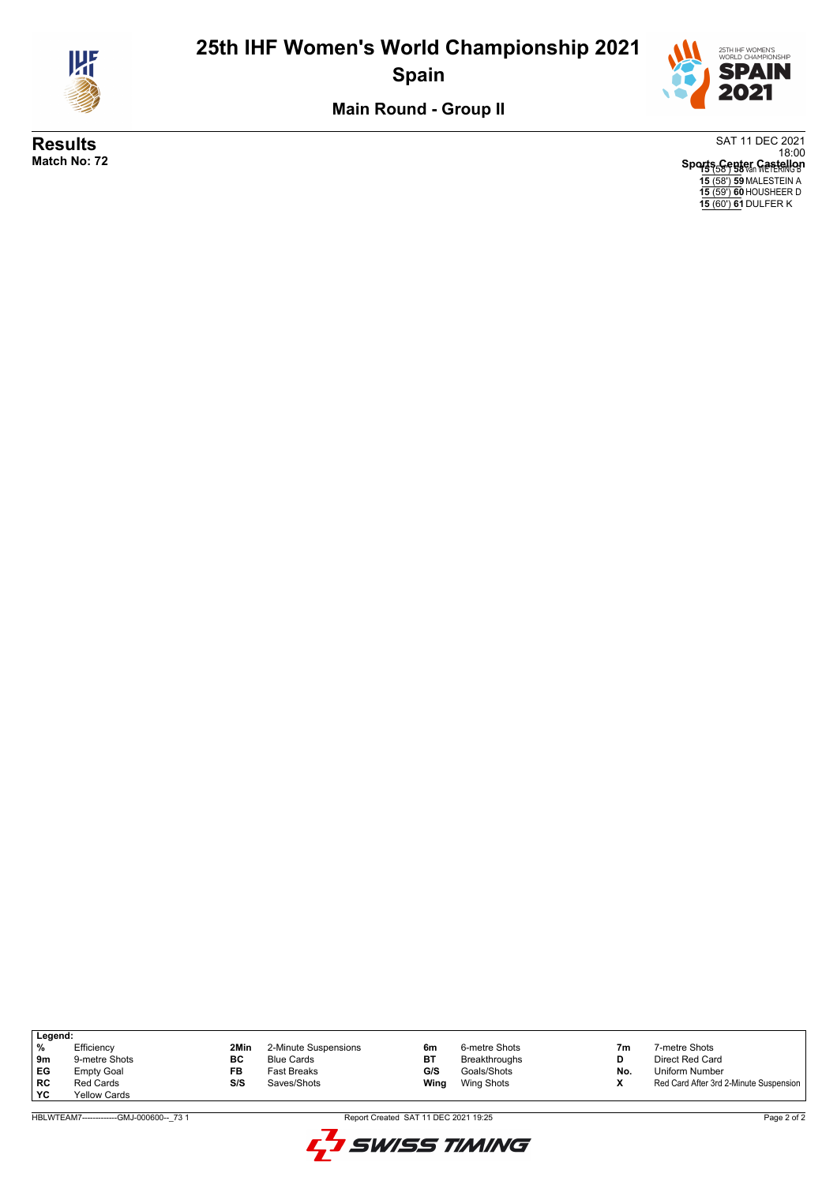# 25th IHF Women's World Championship 2021

## Spain

### Main Round - Group II

**Results**

**Match No: 72**

SAT 11 DEC 2021
18:00
**Sports Center Castellon**

15 (58') **58** van WETERING B
15 (58') **59** MALESTEIN A
15 (59') **60** HOUSHEER D
15 (60') **61** DULFER K

| Legend: | | | | | | | |
|---|---|---|---|---|---|---|---|
| % | Efficiency | 2Min | 2-Minute Suspensions | 6m | 6-metre Shots | 7m | 7-metre Shots |
| 9m | 9-metre Shots | BC | Blue Cards | BT | Breakthroughs | D | Direct Red Card |
| EG | Empty Goal | FB | Fast Breaks | G/S | Goals/Shots | No. | Uniform Number |
| RC | Red Cards | S/S | Saves/Shots | Wing | Wing Shots | X | Red Card After 3rd 2-Minute Suspension |
| YC | Yellow Cards | | | | | | |

HBLWTEAM7--------------GMJ-000600--_73 1 Report Created SAT 11 DEC 2021 19:25